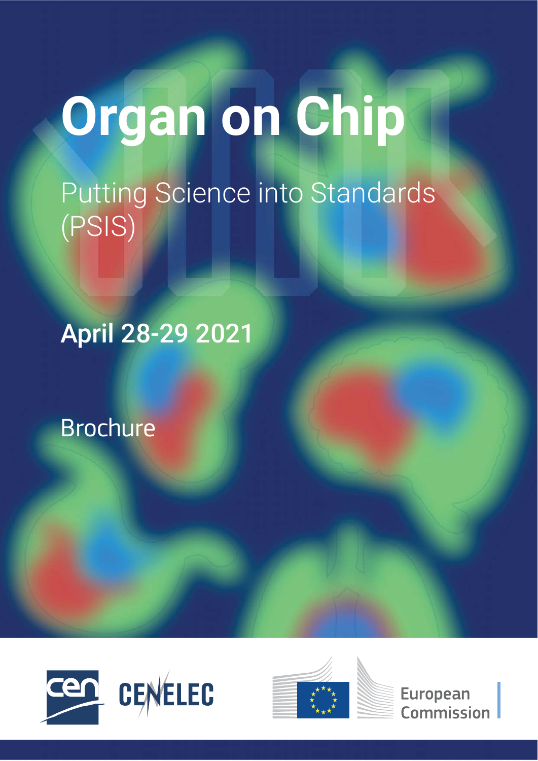# Organ on Chip

Putting Science into Standards (PSIS)

**April 28-29 2021**

Brochure

CEN CENELEC

European Commission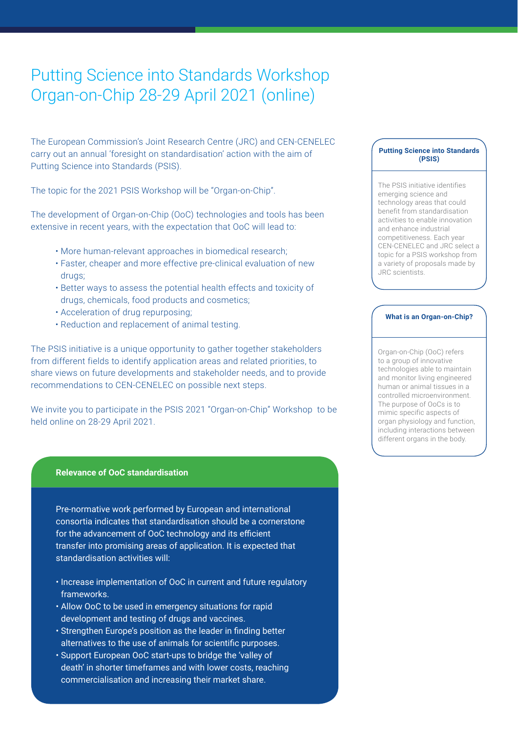# Putting Science into Standards Workshop Organ-on-Chip 28-29 April 2021 (online)

The European Commission's Joint Research Centre (JRC) and CEN-CENELEC carry out an annual 'foresight on standardisation' action with the aim of Putting Science into Standards (PSIS).

The topic for the 2021 PSIS Workshop will be "Organ-on-Chip".

The development of Organ-on-Chip (OoC) technologies and tools has been extensive in recent years, with the expectation that OoC will lead to:

- More human-relevant approaches in biomedical research;
- Faster, cheaper and more effective pre-clinical evaluation of new drugs;
- Better ways to assess the potential health effects and toxicity of drugs, chemicals, food products and cosmetics;
- Acceleration of drug repurposing;
- Reduction and replacement of animal testing.

The PSIS initiative is a unique opportunity to gather together stakeholders from different fields to identify application areas and related priorities, to share views on future developments and stakeholder needs, and to provide recommendations to CEN-CENELEC on possible next steps.

We invite you to participate in the PSIS 2021 "Organ-on-Chip" Workshop to be held online on 28-29 April 2021.

### Relevance of OoC standardisation

Pre-normative work performed by European and international consortia indicates that standardisation should be a cornerstone for the advancement of OoC technology and its efficient transfer into promising areas of application. It is expected that standardisation activities will:

- Increase implementation of OoC in current and future regulatory frameworks.
- Allow OoC to be used in emergency situations for rapid development and testing of drugs and vaccines.
- Strengthen Europe's position as the leader in finding better alternatives to the use of animals for scientific purposes.
- Support European OoC start-ups to bridge the 'valley of death' in shorter timeframes and with lower costs, reaching commercialisation and increasing their market share.

### Putting Science into Standards (PSIS)

The PSIS initiative identifies emerging science and technology areas that could benefit from standardisation activities to enable innovation and enhance industrial competitiveness. Each year CEN-CENELEC and JRC select a topic for a PSIS workshop from a variety of proposals made by JRC scientists.

### What is an Organ-on-Chip?

Organ-on-Chip (OoC) refers to a group of innovative technologies able to maintain and monitor living engineered human or animal tissues in a controlled microenvironment. The purpose of OoCs is to mimic specific aspects of organ physiology and function, including interactions between different organs in the body.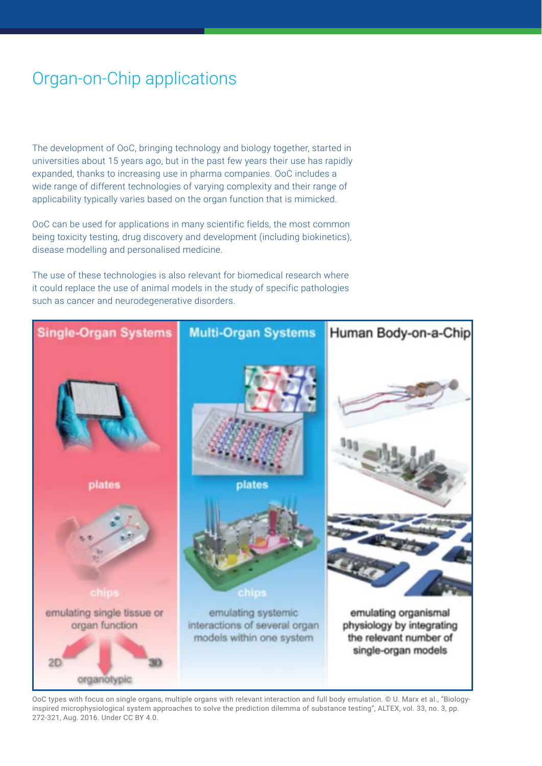# Organ-on-Chip applications

The development of OoC, bringing technology and biology together, started in universities about 15 years ago, but in the past few years their use has rapidly expanded, thanks to increasing use in pharma companies. OoC includes a wide range of different technologies of varying complexity and their range of applicability typically varies based on the organ function that is mimicked.

OoC can be used for applications in many scientific fields, the most common being toxicity testing, drug discovery and development (including biokinetics), disease modelling and personalised medicine.

The use of these technologies is also relevant for biomedical research where it could replace the use of animal models in the study of specific pathologies such as cancer and neurodegenerative disorders.

OoC types with focus on single organs, multiple organs with relevant interaction and full body emulation. © U. Marx et al., "Biology-inspired microphysiological system approaches to solve the prediction dilemma of substance testing", ALTEX, vol. 33, no. 3, pp. 272-321, Aug. 2016. Under CC BY 4.0.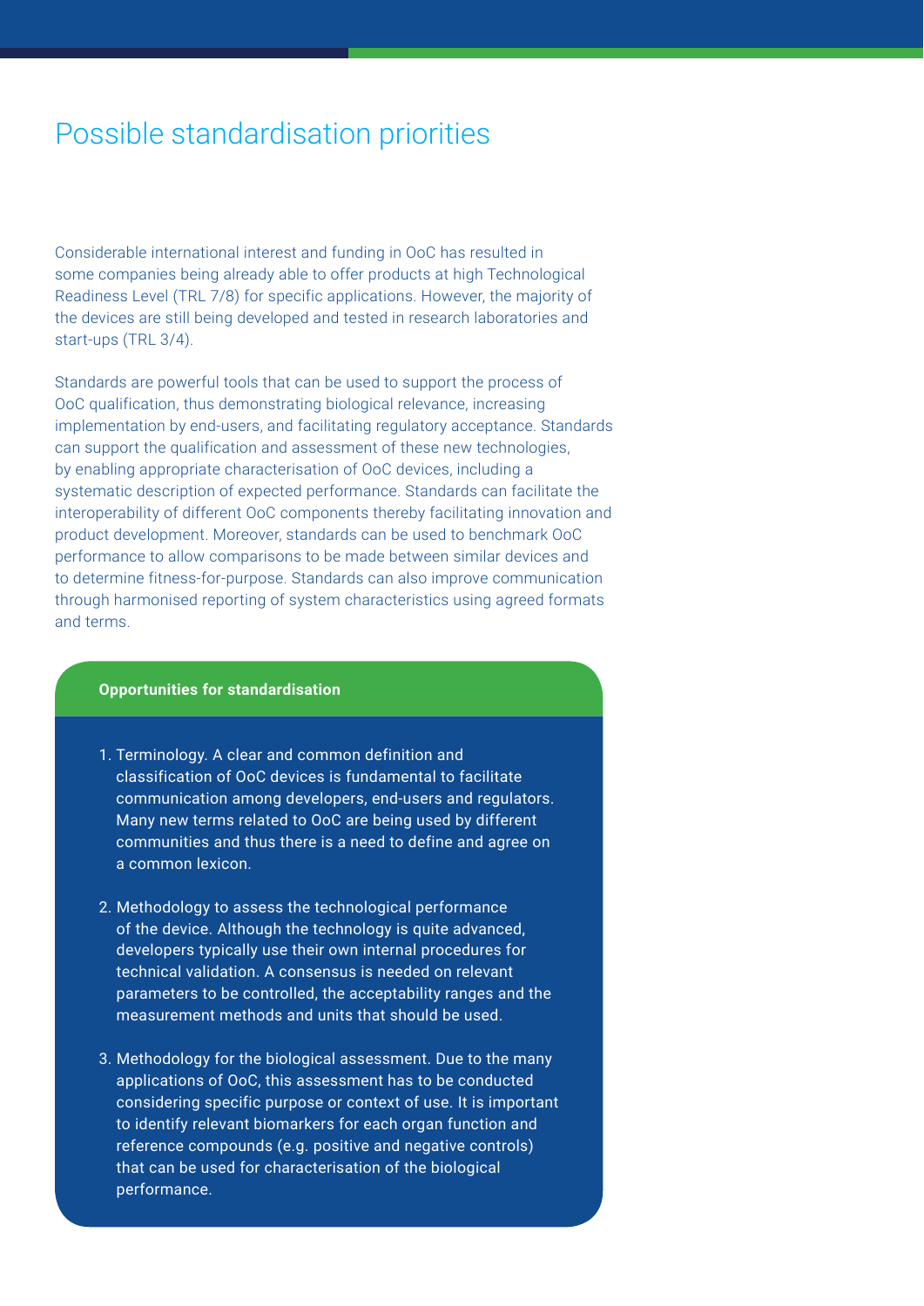# Possible standardisation priorities

Considerable international interest and funding in OoC has resulted in some companies being already able to offer products at high Technological Readiness Level (TRL 7/8) for specific applications. However, the majority of the devices are still being developed and tested in research laboratories and start-ups (TRL 3/4).

Standards are powerful tools that can be used to support the process of OoC qualification, thus demonstrating biological relevance, increasing implementation by end-users, and facilitating regulatory acceptance. Standards can support the qualification and assessment of these new technologies, by enabling appropriate characterisation of OoC devices, including a systematic description of expected performance. Standards can facilitate the interoperability of different OoC components thereby facilitating innovation and product development. Moreover, standards can be used to benchmark OoC performance to allow comparisons to be made between similar devices and to determine fitness-for-purpose. Standards can also improve communication through harmonised reporting of system characteristics using agreed formats and terms.

**Opportunities for standardisation**

1. Terminology. A clear and common definition and classification of OoC devices is fundamental to facilitate communication among developers, end-users and regulators. Many new terms related to OoC are being used by different communities and thus there is a need to define and agree on a common lexicon.

2. Methodology to assess the technological performance of the device. Although the technology is quite advanced, developers typically use their own internal procedures for technical validation. A consensus is needed on relevant parameters to be controlled, the acceptability ranges and the measurement methods and units that should be used.

3. Methodology for the biological assessment. Due to the many applications of OoC, this assessment has to be conducted considering specific purpose or context of use. It is important to identify relevant biomarkers for each organ function and reference compounds (e.g. positive and negative controls) that can be used for characterisation of the biological performance.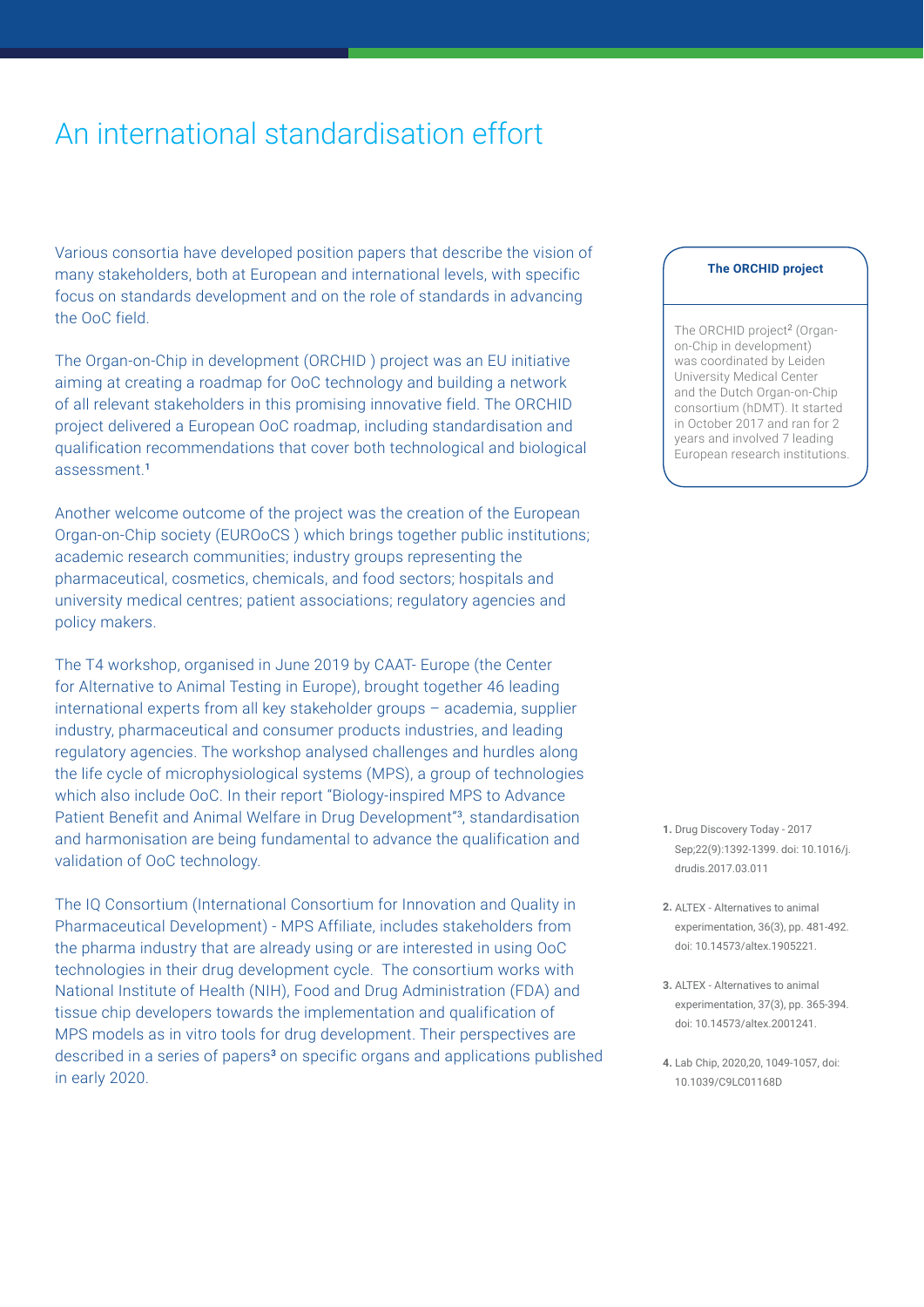# An international standardisation effort

Various consortia have developed position papers that describe the vision of many stakeholders, both at European and international levels, with specific focus on standards development and on the role of standards in advancing the OoC field.

The Organ-on-Chip in development (ORCHID ) project was an EU initiative aiming at creating a roadmap for OoC technology and building a network of all relevant stakeholders in this promising innovative field. The ORCHID project delivered a European OoC roadmap, including standardisation and qualification recommendations that cover both technological and biological assessment.[1]

Another welcome outcome of the project was the creation of the European Organ-on-Chip society (EUROoCS ) which brings together public institutions; academic research communities; industry groups representing the pharmaceutical, cosmetics, chemicals, and food sectors; hospitals and university medical centres; patient associations; regulatory agencies and policy makers.

The T4 workshop, organised in June 2019 by CAAT- Europe (the Center for Alternative to Animal Testing in Europe), brought together 46 leading international experts from all key stakeholder groups – academia, supplier industry, pharmaceutical and consumer products industries, and leading regulatory agencies. The workshop analysed challenges and hurdles along the life cycle of microphysiological systems (MPS), a group of technologies which also include OoC. In their report "Biology-inspired MPS to Advance Patient Benefit and Animal Welfare in Drug Development"[3], standardisation and harmonisation are being fundamental to advance the qualification and validation of OoC technology.

The IQ Consortium (International Consortium for Innovation and Quality in Pharmaceutical Development) - MPS Affiliate, includes stakeholders from the pharma industry that are already using or are interested in using OoC technologies in their drug development cycle. The consortium works with National Institute of Health (NIH), Food and Drug Administration (FDA) and tissue chip developers towards the implementation and qualification of MPS models as in vitro tools for drug development. Their perspectives are described in a series of papers[3] on specific organs and applications published in early 2020.

**The ORCHID project**

The ORCHID project[2] (Organ-on-Chip in development) was coordinated by Leiden University Medical Center and the Dutch Organ-on-Chip consortium (hDMT). It started in October 2017 and ran for 2 years and involved 7 leading European research institutions.

1. Drug Discovery Today - 2017 Sep;22(9):1392-1399. doi: 10.1016/j.drudis.2017.03.011
2. ALTEX - Alternatives to animal experimentation, 36(3), pp. 481-492. doi: 10.14573/altex.1905221.
3. ALTEX - Alternatives to animal experimentation, 37(3), pp. 365-394. doi: 10.14573/altex.2001241.
4. Lab Chip, 2020,20, 1049-1057, doi: 10.1039/C9LC01168D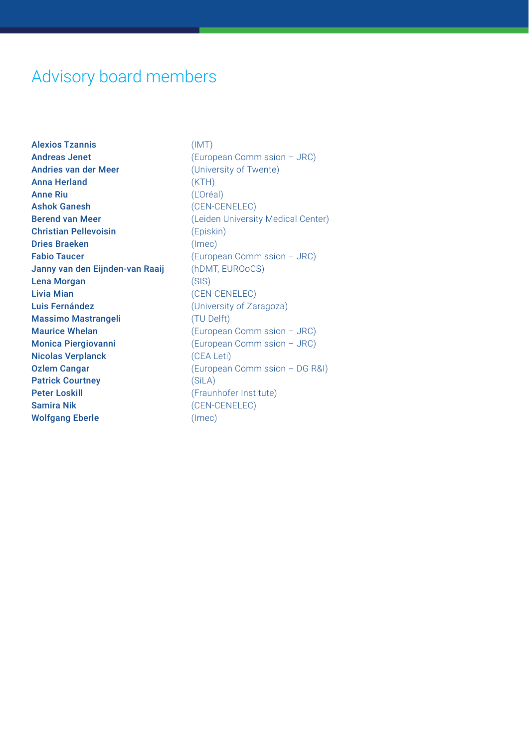# Advisory board members

**Alexios Tzannis** (IMT)
**Andreas Jenet** (European Commission – JRC)
**Andries van der Meer** (University of Twente)
**Anna Herland** (KTH)
**Anne Riu** (L'Oréal)
**Ashok Ganesh** (CEN-CENELEC)
**Berend van Meer** (Leiden University Medical Center)
**Christian Pellevoisin** (Episkin)
**Dries Braeken** (Imec)
**Fabio Taucer** (European Commission – JRC)
**Janny van den Eijnden-van Raaij** (hDMT, EUROoCS)
**Lena Morgan** (SIS)
**Livia Mian** (CEN-CENELEC)
**Luis Fernández** (University of Zaragoza)
**Massimo Mastrangeli** (TU Delft)
**Maurice Whelan** (European Commission – JRC)
**Monica Piergiovanni** (European Commission – JRC)
**Nicolas Verplanck** (CEA Leti)
**Ozlem Cangar** (European Commission – DG R&I)
**Patrick Courtney** (SiLA)
**Peter Loskill** (Fraunhofer Institute)
**Samira Nik** (CEN-CENELEC)
**Wolfgang Eberle** (Imec)